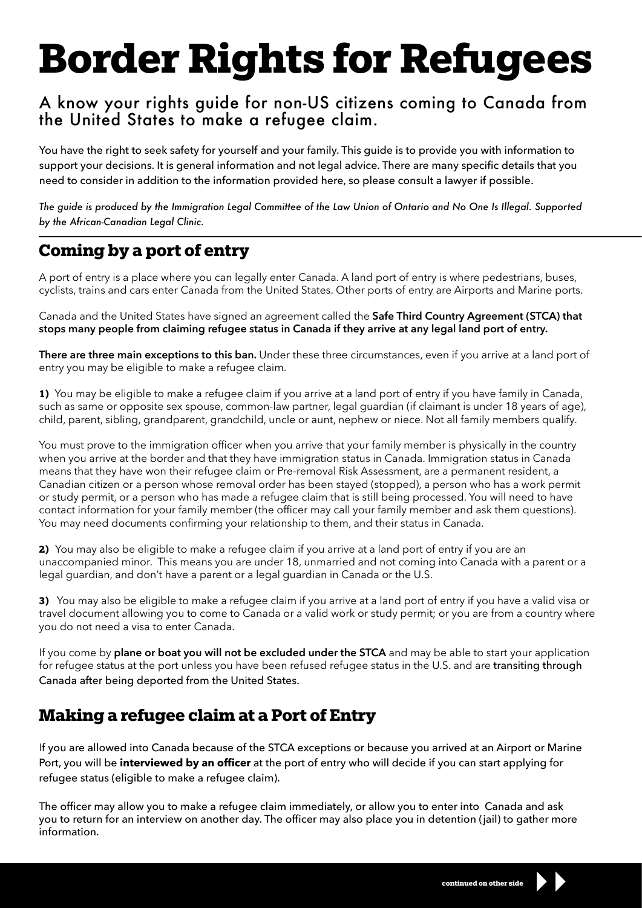# Border Rights for Refugees

## A know your rights guide for non-US citizens coming to Canada from the United States to make a refugee claim.

You have the right to seek safety for yourself and your family. This guide is to provide you with information to support your decisions. It is general information and not legal advice. There are many specific details that you need to consider in addition to the information provided here, so please consult a lawyer if possible.

*The guide is produced by the Immigration Legal Committee of the Law Union of Ontario and No One Is Illegal. Supported by the African-Canadian Legal Clinic.*

## Coming by a port of entry

A port of entry is a place where you can legally enter Canada. A land port of entry is where pedestrians, buses, cyclists, trains and cars enter Canada from the United States. Other ports of entry are Airports and Marine ports.

Canada and the United States have signed an agreement called the **Safe Third Country Agreement (STCA) that stops many people from claiming refugee status in Canada if they arrive at any legal land port of entry.**

**There are three main exceptions to this ban.** Under these three circumstances, even if you arrive at a land port of entry you may be eligible to make a refugee claim.

**1)** You may be eligible to make a refugee claim if you arrive at a land port of entry if you have family in Canada, such as same or opposite sex spouse, common-law partner, legal guardian (if claimant is under 18 years of age), child, parent, sibling, grandparent, grandchild, uncle or aunt, nephew or niece. Not all family members qualify.

You must prove to the immigration officer when you arrive that your family member is physically in the country when you arrive at the border and that they have immigration status in Canada. Immigration status in Canada means that they have won their refugee claim or Pre-removal Risk Assessment, are a permanent resident, a Canadian citizen or a person whose removal order has been stayed (stopped), a person who has a work permit or study permit, or a person who has made a refugee claim that is still being processed. You will need to have contact information for your family member (the officer may call your family member and ask them questions). You may need documents confirming your relationship to them, and their status in Canada.

**2)** You may also be eligible to make a refugee claim if you arrive at a land port of entry if you are an unaccompanied minor. This means you are under 18, unmarried and not coming into Canada with a parent or a legal guardian, and don't have a parent or a legal guardian in Canada or the U.S.

**3)** You may also be eligible to make a refugee claim if you arrive at a land port of entry if you have a valid visa or travel document allowing you to come to Canada or a valid work or study permit; or you are from a country where you do not need a visa to enter Canada.

If you come by **plane or boat you will not be excluded under the STCA** and may be able to start your application for refugee status at the port unless you have been refused refugee status in the U.S. and are transiting through Canada after being deported from the United States.

## Making a refugee claim at a Port of Entry

If you are allowed into Canada because of the STCA exceptions or because you arrived at an Airport or Marine Port, you will be **interviewed by an officer** at the port of entry who will decide if you can start applying for refugee status (eligible to make a refugee claim).

The officer may allow you to make a refugee claim immediately, or allow you to enter into Canada and ask you to return for an interview on another day. The officer may also place you in detention (jail) to gather more information.

continued on other side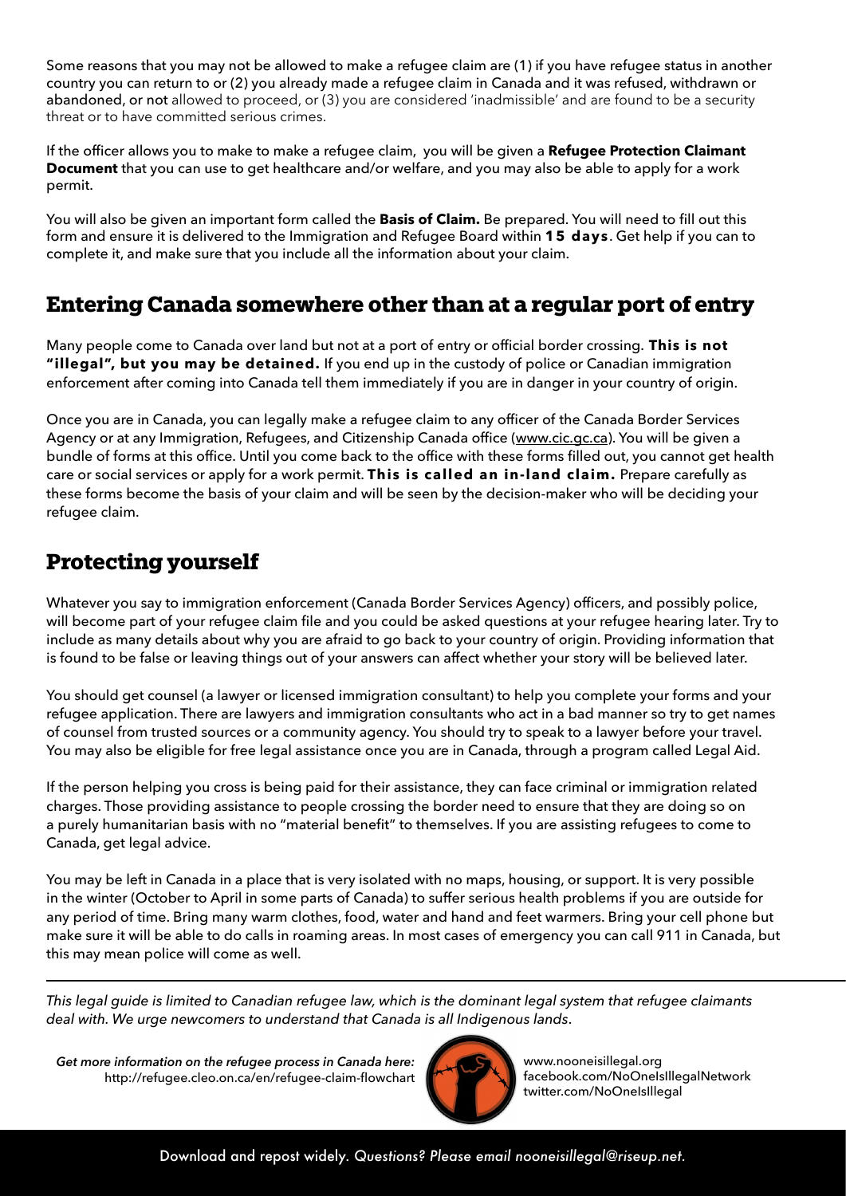Some reasons that you may not be allowed to make a refugee claim are (1) if you have refugee status in another country you can return to or (2) you already made a refugee claim in Canada and it was refused, withdrawn or abandoned, or not allowed to proceed, or (3) you are considered 'inadmissible' and are found to be a security threat or to have committed serious crimes.

If the officer allows you to make to make a refugee claim, you will be given a **Refugee Protection Claimant Document** that you can use to get healthcare and/or welfare, and you may also be able to apply for a work permit.

You will also be given an important form called the **Basis of Claim.** Be prepared. You will need to fill out this form and ensure it is delivered to the Immigration and Refugee Board within **15 days**. Get help if you can to complete it, and make sure that you include all the information about your claim.

## Entering Canada somewhere other than at a regular port of entry

Many people come to Canada over land but not at a port of entry or official border crossing. **This is not "illegal", but you may be detained.** If you end up in the custody of police or Canadian immigration enforcement after coming into Canada tell them immediately if you are in danger in your country of origin.

Once you are in Canada, you can legally make a refugee claim to any officer of the Canada Border Services Agency or at any Immigration, Refugees, and Citizenship Canada office (www.cic.gc.ca). You will be given a bundle of forms at this office. Until you come back to the office with these forms filled out, you cannot get health care or social services or apply for a work permit. **This is called an in-land claim.** Prepare carefully as these forms become the basis of your claim and will be seen by the decision-maker who will be deciding your refugee claim.

## Protecting yourself

Whatever you say to immigration enforcement (Canada Border Services Agency) officers, and possibly police, will become part of your refugee claim file and you could be asked questions at your refugee hearing later. Try to include as many details about why you are afraid to go back to your country of origin. Providing information that is found to be false or leaving things out of your answers can affect whether your story will be believed later.

You should get counsel (a lawyer or licensed immigration consultant) to help you complete your forms and your refugee application. There are lawyers and immigration consultants who act in a bad manner so try to get names of counsel from trusted sources or a community agency. You should try to speak to a lawyer before your travel. You may also be eligible for free legal assistance once you are in Canada, through a program called Legal Aid.

If the person helping you cross is being paid for their assistance, they can face criminal or immigration related charges. Those providing assistance to people crossing the border need to ensure that they are doing so on a purely humanitarian basis with no "material benefit" to themselves. If you are assisting refugees to come to Canada, get legal advice.

You may be left in Canada in a place that is very isolated with no maps, housing, or support. It is very possible in the winter (October to April in some parts of Canada) to suffer serious health problems if you are outside for any period of time. Bring many warm clothes, food, water and hand and feet warmers. Bring your cell phone but make sure it will be able to do calls in roaming areas. In most cases of emergency you can call 911 in Canada, but this may mean police will come as well.

---

*This legal guide is limited to Canadian refugee law, which is the dominant legal system that refugee claimants deal with. We urge newcomers to understand that Canada is all Indigenous lands.*

*Get more information on the refugee process in Canada here:*
http://refugee.cleo.on.ca/en/refugee-claim-flowchart

www.nooneisillegal.org
facebook.com/NoOneIsIllegalNetwork
twitter.com/NoOneIsIllegal

Download and repost widely. *Questions? Please email nooneisillegal@riseup.net.*